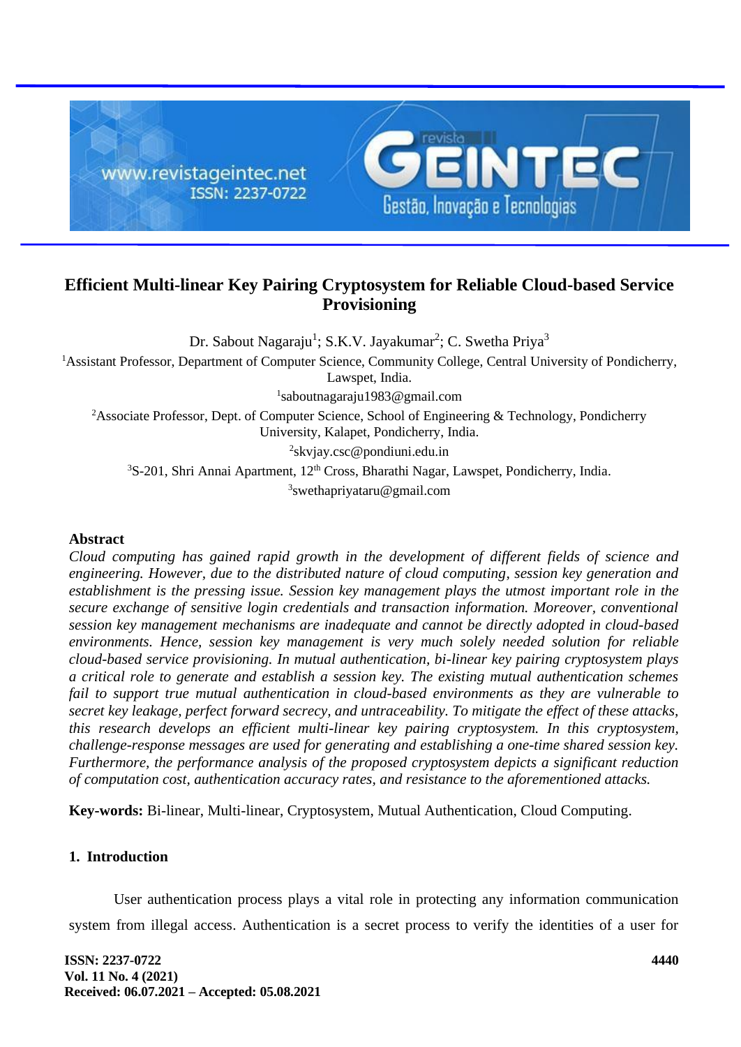# Efficient Multi-linear Key Pairing Cryptosystem for Reliable Cloud-based Service Provisioning

Dr. Sabout Nagaraju[1]; S.K.V. Jayakumar[2]; C. Swetha Priya[3]

[1]Assistant Professor, Department of Computer Science, Community College, Central University of Pondicherry, Lawspet, India.

[1]saboutnagaraju1983@gmail.com

[2]Associate Professor, Dept. of Computer Science, School of Engineering & Technology, Pondicherry University, Kalapet, Pondicherry, India.

[2]skvjay.csc@pondiuni.edu.in

[3]S-201, Shri Annai Apartment, 12th Cross, Bharathi Nagar, Lawspet, Pondicherry, India.

[3]swethapriyataru@gmail.com

## Abstract

*Cloud computing has gained rapid growth in the development of different fields of science and engineering. However, due to the distributed nature of cloud computing, session key generation and establishment is the pressing issue. Session key management plays the utmost important role in the secure exchange of sensitive login credentials and transaction information. Moreover, conventional session key management mechanisms are inadequate and cannot be directly adopted in cloud-based environments. Hence, session key management is very much solely needed solution for reliable cloud-based service provisioning. In mutual authentication, bi-linear key pairing cryptosystem plays a critical role to generate and establish a session key. The existing mutual authentication schemes fail to support true mutual authentication in cloud-based environments as they are vulnerable to secret key leakage, perfect forward secrecy, and untraceability. To mitigate the effect of these attacks, this research develops an efficient multi-linear key pairing cryptosystem. In this cryptosystem, challenge-response messages are used for generating and establishing a one-time shared session key. Furthermore, the performance analysis of the proposed cryptosystem depicts a significant reduction of computation cost, authentication accuracy rates, and resistance to the aforementioned attacks.*

**Key-words:** Bi-linear, Multi-linear, Cryptosystem, Mutual Authentication, Cloud Computing.

## 1. Introduction

User authentication process plays a vital role in protecting any information communication system from illegal access. Authentication is a secret process to verify the identities of a user for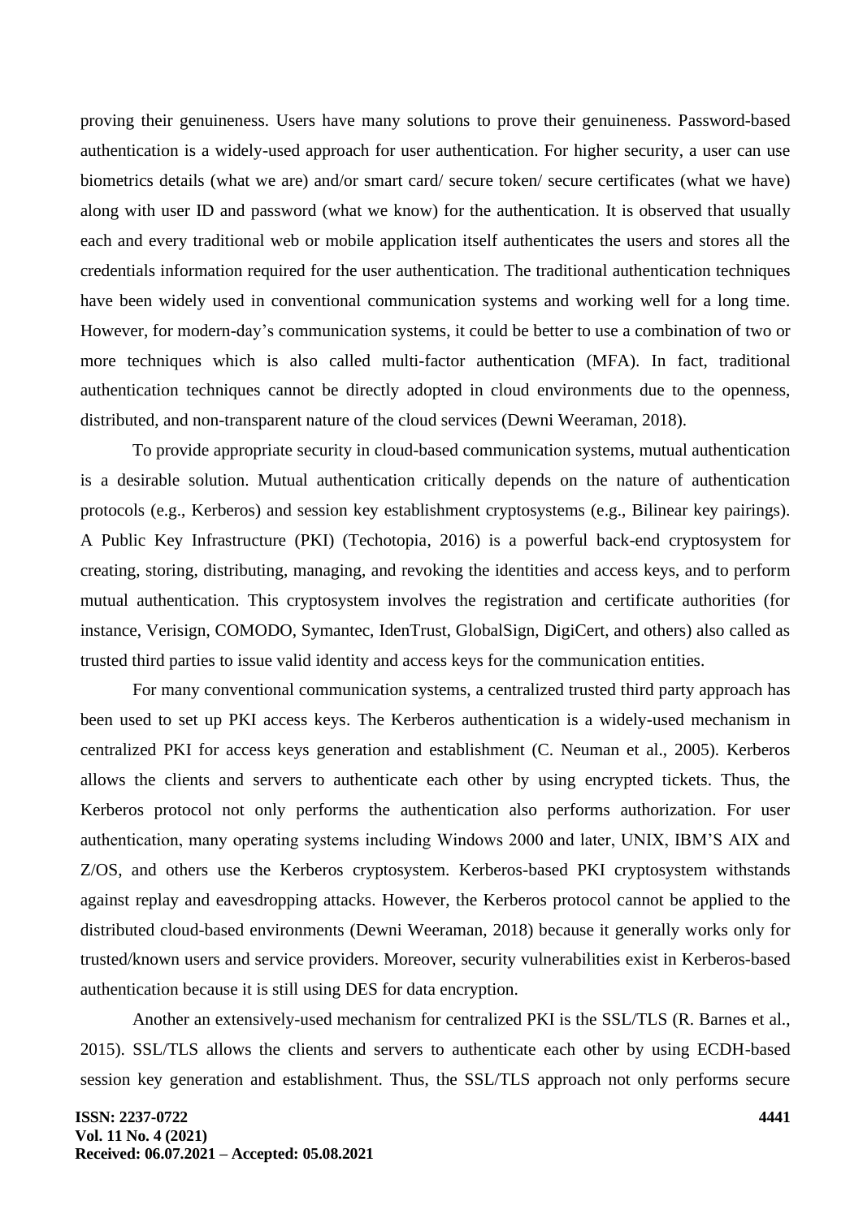proving their genuineness. Users have many solutions to prove their genuineness. Password-based authentication is a widely-used approach for user authentication. For higher security, a user can use biometrics details (what we are) and/or smart card/ secure token/ secure certificates (what we have) along with user ID and password (what we know) for the authentication. It is observed that usually each and every traditional web or mobile application itself authenticates the users and stores all the credentials information required for the user authentication. The traditional authentication techniques have been widely used in conventional communication systems and working well for a long time. However, for modern-day's communication systems, it could be better to use a combination of two or more techniques which is also called multi-factor authentication (MFA). In fact, traditional authentication techniques cannot be directly adopted in cloud environments due to the openness, distributed, and non-transparent nature of the cloud services (Dewni Weeraman, 2018).

To provide appropriate security in cloud-based communication systems, mutual authentication is a desirable solution. Mutual authentication critically depends on the nature of authentication protocols (e.g., Kerberos) and session key establishment cryptosystems (e.g., Bilinear key pairings). A Public Key Infrastructure (PKI) (Techotopia, 2016) is a powerful back-end cryptosystem for creating, storing, distributing, managing, and revoking the identities and access keys, and to perform mutual authentication. This cryptosystem involves the registration and certificate authorities (for instance, Verisign, COMODO, Symantec, IdenTrust, GlobalSign, DigiCert, and others) also called as trusted third parties to issue valid identity and access keys for the communication entities.

For many conventional communication systems, a centralized trusted third party approach has been used to set up PKI access keys. The Kerberos authentication is a widely-used mechanism in centralized PKI for access keys generation and establishment (C. Neuman et al., 2005). Kerberos allows the clients and servers to authenticate each other by using encrypted tickets. Thus, the Kerberos protocol not only performs the authentication also performs authorization. For user authentication, many operating systems including Windows 2000 and later, UNIX, IBM'S AIX and Z/OS, and others use the Kerberos cryptosystem. Kerberos-based PKI cryptosystem withstands against replay and eavesdropping attacks. However, the Kerberos protocol cannot be applied to the distributed cloud-based environments (Dewni Weeraman, 2018) because it generally works only for trusted/known users and service providers. Moreover, security vulnerabilities exist in Kerberos-based authentication because it is still using DES for data encryption.

Another an extensively-used mechanism for centralized PKI is the SSL/TLS (R. Barnes et al., 2015). SSL/TLS allows the clients and servers to authenticate each other by using ECDH-based session key generation and establishment. Thus, the SSL/TLS approach not only performs secure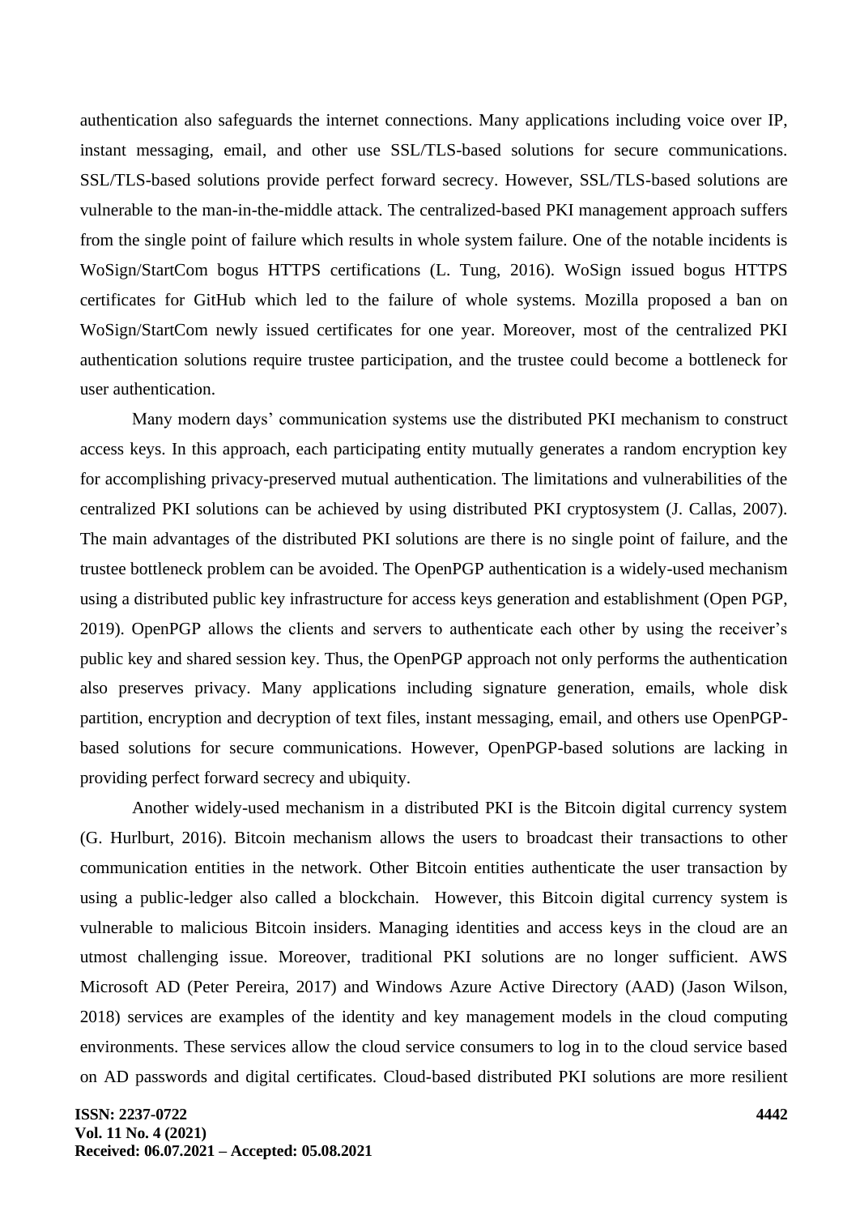authentication also safeguards the internet connections. Many applications including voice over IP, instant messaging, email, and other use SSL/TLS-based solutions for secure communications. SSL/TLS-based solutions provide perfect forward secrecy. However, SSL/TLS-based solutions are vulnerable to the man-in-the-middle attack. The centralized-based PKI management approach suffers from the single point of failure which results in whole system failure. One of the notable incidents is WoSign/StartCom bogus HTTPS certifications (L. Tung, 2016). WoSign issued bogus HTTPS certificates for GitHub which led to the failure of whole systems. Mozilla proposed a ban on WoSign/StartCom newly issued certificates for one year. Moreover, most of the centralized PKI authentication solutions require trustee participation, and the trustee could become a bottleneck for user authentication.

Many modern days' communication systems use the distributed PKI mechanism to construct access keys. In this approach, each participating entity mutually generates a random encryption key for accomplishing privacy-preserved mutual authentication. The limitations and vulnerabilities of the centralized PKI solutions can be achieved by using distributed PKI cryptosystem (J. Callas, 2007). The main advantages of the distributed PKI solutions are there is no single point of failure, and the trustee bottleneck problem can be avoided. The OpenPGP authentication is a widely-used mechanism using a distributed public key infrastructure for access keys generation and establishment (Open PGP, 2019). OpenPGP allows the clients and servers to authenticate each other by using the receiver's public key and shared session key. Thus, the OpenPGP approach not only performs the authentication also preserves privacy. Many applications including signature generation, emails, whole disk partition, encryption and decryption of text files, instant messaging, email, and others use OpenPGP-based solutions for secure communications. However, OpenPGP-based solutions are lacking in providing perfect forward secrecy and ubiquity.

Another widely-used mechanism in a distributed PKI is the Bitcoin digital currency system (G. Hurlburt, 2016). Bitcoin mechanism allows the users to broadcast their transactions to other communication entities in the network. Other Bitcoin entities authenticate the user transaction by using a public-ledger also called a blockchain. However, this Bitcoin digital currency system is vulnerable to malicious Bitcoin insiders. Managing identities and access keys in the cloud are an utmost challenging issue. Moreover, traditional PKI solutions are no longer sufficient. AWS Microsoft AD (Peter Pereira, 2017) and Windows Azure Active Directory (AAD) (Jason Wilson, 2018) services are examples of the identity and key management models in the cloud computing environments. These services allow the cloud service consumers to log in to the cloud service based on AD passwords and digital certificates. Cloud-based distributed PKI solutions are more resilient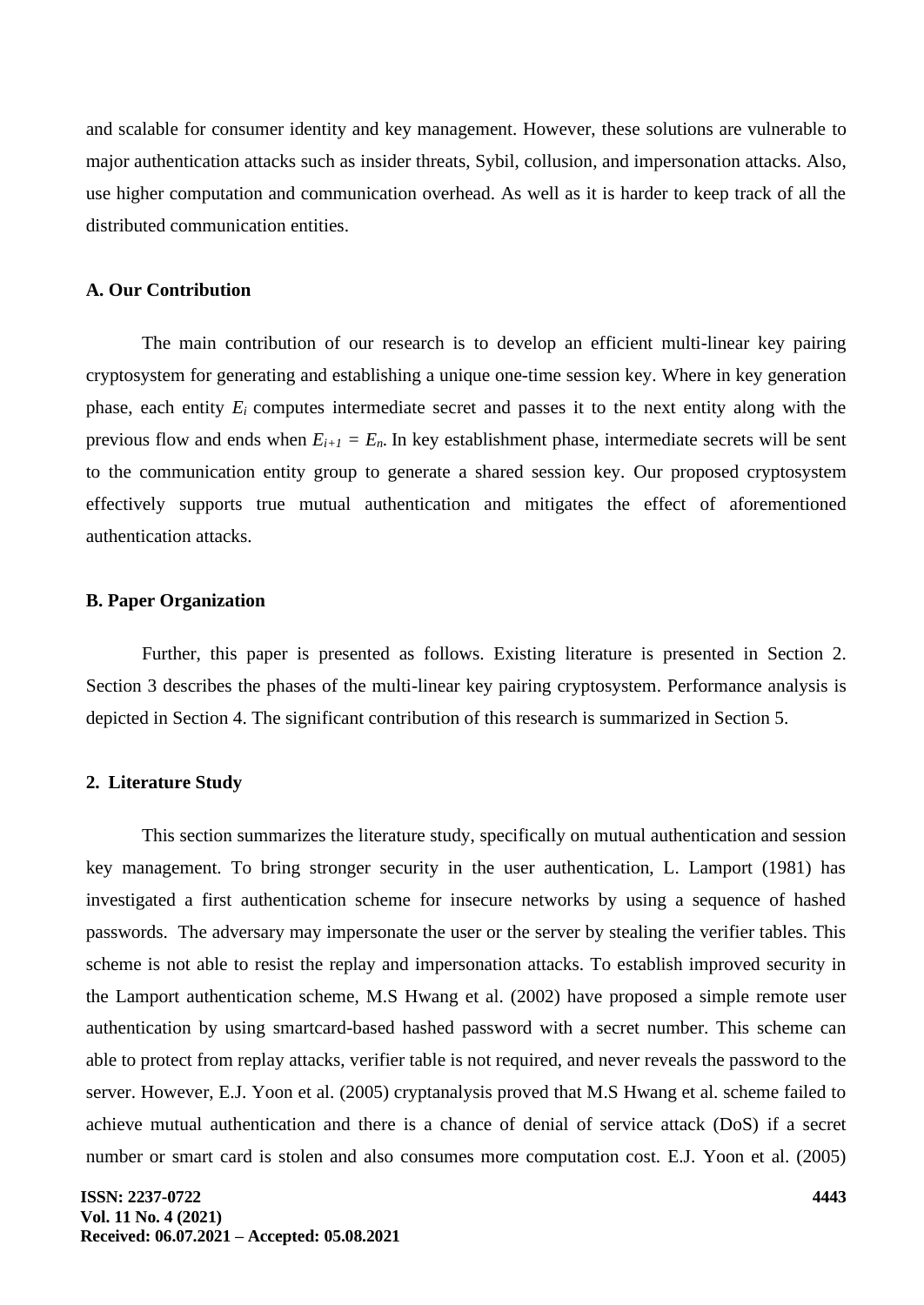and scalable for consumer identity and key management. However, these solutions are vulnerable to major authentication attacks such as insider threats, Sybil, collusion, and impersonation attacks. Also, use higher computation and communication overhead. As well as it is harder to keep track of all the distributed communication entities.

### A. Our Contribution

The main contribution of our research is to develop an efficient multi-linear key pairing cryptosystem for generating and establishing a unique one-time session key. Where in key generation phase, each entity $E_i$ computes intermediate secret and passes it to the next entity along with the previous flow and ends when $E_{i+1} = E_n$. In key establishment phase, intermediate secrets will be sent to the communication entity group to generate a shared session key. Our proposed cryptosystem effectively supports true mutual authentication and mitigates the effect of aforementioned authentication attacks.

### B. Paper Organization

Further, this paper is presented as follows. Existing literature is presented in Section 2. Section 3 describes the phases of the multi-linear key pairing cryptosystem. Performance analysis is depicted in Section 4. The significant contribution of this research is summarized in Section 5.

## 2. Literature Study

This section summarizes the literature study, specifically on mutual authentication and session key management. To bring stronger security in the user authentication, L. Lamport (1981) has investigated a first authentication scheme for insecure networks by using a sequence of hashed passwords. The adversary may impersonate the user or the server by stealing the verifier tables. This scheme is not able to resist the replay and impersonation attacks. To establish improved security in the Lamport authentication scheme, M.S Hwang et al. (2002) have proposed a simple remote user authentication by using smartcard-based hashed password with a secret number. This scheme can able to protect from replay attacks, verifier table is not required, and never reveals the password to the server. However, E.J. Yoon et al. (2005) cryptanalysis proved that M.S Hwang et al. scheme failed to achieve mutual authentication and there is a chance of denial of service attack (DoS) if a secret number or smart card is stolen and also consumes more computation cost. E.J. Yoon et al. (2005)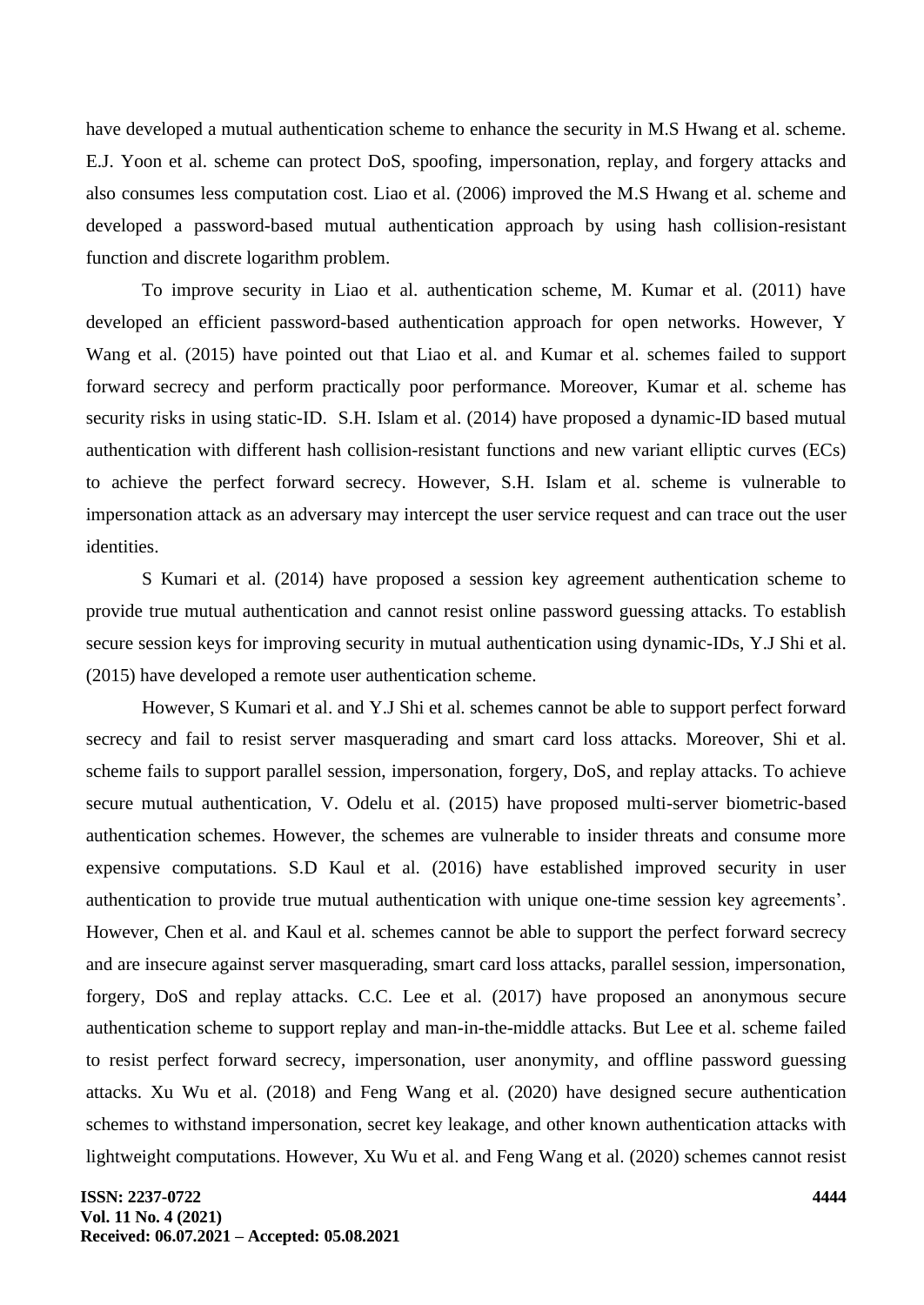have developed a mutual authentication scheme to enhance the security in M.S Hwang et al. scheme. E.J. Yoon et al. scheme can protect DoS, spoofing, impersonation, replay, and forgery attacks and also consumes less computation cost. Liao et al. (2006) improved the M.S Hwang et al. scheme and developed a password-based mutual authentication approach by using hash collision-resistant function and discrete logarithm problem.

To improve security in Liao et al. authentication scheme, M. Kumar et al. (2011) have developed an efficient password-based authentication approach for open networks. However, Y Wang et al. (2015) have pointed out that Liao et al. and Kumar et al. schemes failed to support forward secrecy and perform practically poor performance. Moreover, Kumar et al. scheme has security risks in using static-ID. S.H. Islam et al. (2014) have proposed a dynamic-ID based mutual authentication with different hash collision-resistant functions and new variant elliptic curves (ECs) to achieve the perfect forward secrecy. However, S.H. Islam et al. scheme is vulnerable to impersonation attack as an adversary may intercept the user service request and can trace out the user identities.

S Kumari et al. (2014) have proposed a session key agreement authentication scheme to provide true mutual authentication and cannot resist online password guessing attacks. To establish secure session keys for improving security in mutual authentication using dynamic-IDs, Y.J Shi et al. (2015) have developed a remote user authentication scheme.

However, S Kumari et al. and Y.J Shi et al. schemes cannot be able to support perfect forward secrecy and fail to resist server masquerading and smart card loss attacks. Moreover, Shi et al. scheme fails to support parallel session, impersonation, forgery, DoS, and replay attacks. To achieve secure mutual authentication, V. Odelu et al. (2015) have proposed multi-server biometric-based authentication schemes. However, the schemes are vulnerable to insider threats and consume more expensive computations. S.D Kaul et al. (2016) have established improved security in user authentication to provide true mutual authentication with unique one-time session key agreements'. However, Chen et al. and Kaul et al. schemes cannot be able to support the perfect forward secrecy and are insecure against server masquerading, smart card loss attacks, parallel session, impersonation, forgery, DoS and replay attacks. C.C. Lee et al. (2017) have proposed an anonymous secure authentication scheme to support replay and man-in-the-middle attacks. But Lee et al. scheme failed to resist perfect forward secrecy, impersonation, user anonymity, and offline password guessing attacks. Xu Wu et al. (2018) and Feng Wang et al. (2020) have designed secure authentication schemes to withstand impersonation, secret key leakage, and other known authentication attacks with lightweight computations. However, Xu Wu et al. and Feng Wang et al. (2020) schemes cannot resist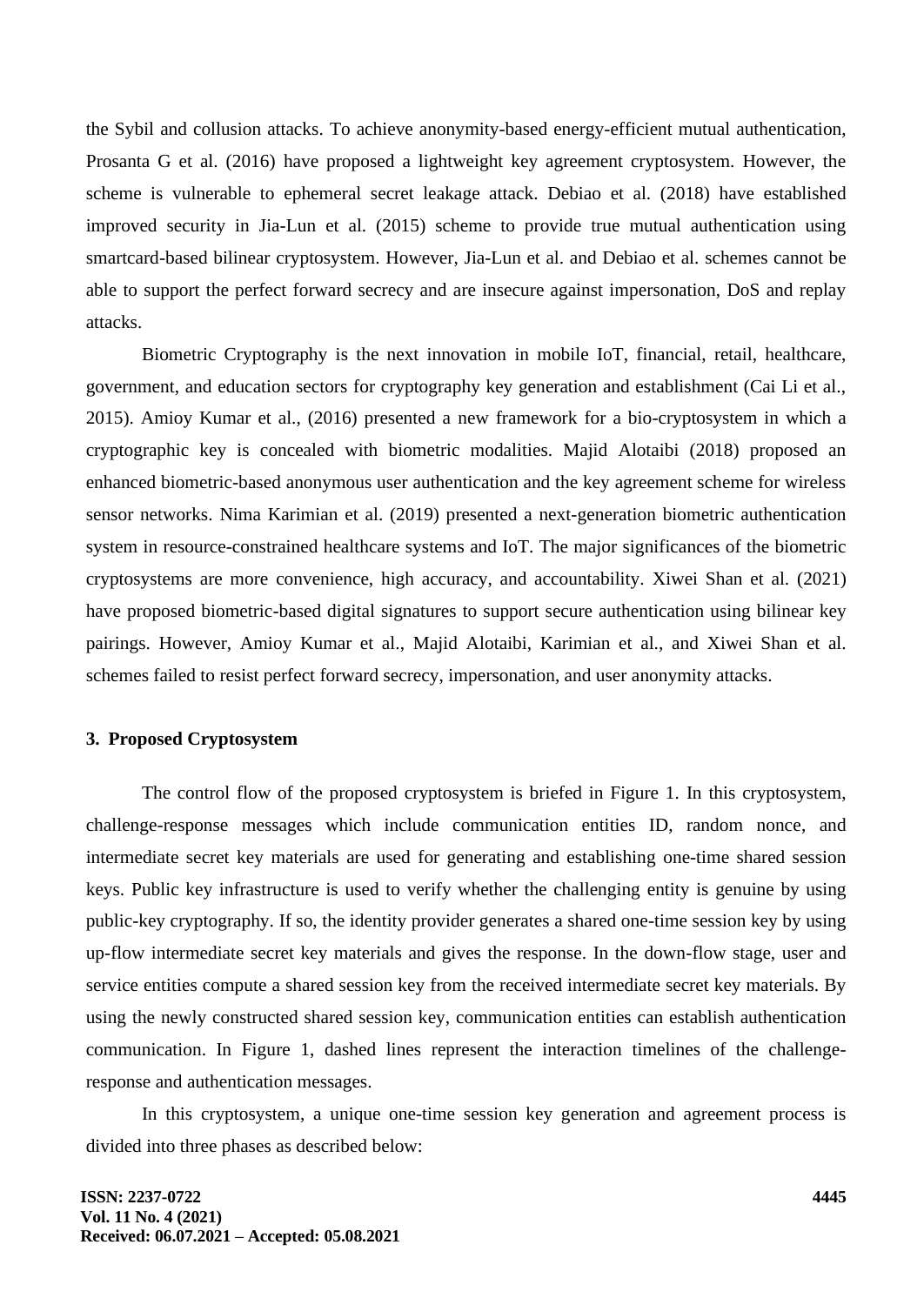the Sybil and collusion attacks. To achieve anonymity-based energy-efficient mutual authentication, Prosanta G et al. (2016) have proposed a lightweight key agreement cryptosystem. However, the scheme is vulnerable to ephemeral secret leakage attack. Debiao et al. (2018) have established improved security in Jia-Lun et al. (2015) scheme to provide true mutual authentication using smartcard-based bilinear cryptosystem. However, Jia-Lun et al. and Debiao et al. schemes cannot be able to support the perfect forward secrecy and are insecure against impersonation, DoS and replay attacks.

Biometric Cryptography is the next innovation in mobile IoT, financial, retail, healthcare, government, and education sectors for cryptography key generation and establishment (Cai Li et al., 2015). Amioy Kumar et al., (2016) presented a new framework for a bio-cryptosystem in which a cryptographic key is concealed with biometric modalities. Majid Alotaibi (2018) proposed an enhanced biometric-based anonymous user authentication and the key agreement scheme for wireless sensor networks. Nima Karimian et al. (2019) presented a next-generation biometric authentication system in resource-constrained healthcare systems and IoT. The major significances of the biometric cryptosystems are more convenience, high accuracy, and accountability. Xiwei Shan et al. (2021) have proposed biometric-based digital signatures to support secure authentication using bilinear key pairings. However, Amioy Kumar et al., Majid Alotaibi, Karimian et al., and Xiwei Shan et al. schemes failed to resist perfect forward secrecy, impersonation, and user anonymity attacks.

## 3. Proposed Cryptosystem

The control flow of the proposed cryptosystem is briefed in Figure 1. In this cryptosystem, challenge-response messages which include communication entities ID, random nonce, and intermediate secret key materials are used for generating and establishing one-time shared session keys. Public key infrastructure is used to verify whether the challenging entity is genuine by using public-key cryptography. If so, the identity provider generates a shared one-time session key by using up-flow intermediate secret key materials and gives the response. In the down-flow stage, user and service entities compute a shared session key from the received intermediate secret key materials. By using the newly constructed shared session key, communication entities can establish authentication communication. In Figure 1, dashed lines represent the interaction timelines of the challenge-response and authentication messages.

In this cryptosystem, a unique one-time session key generation and agreement process is divided into three phases as described below: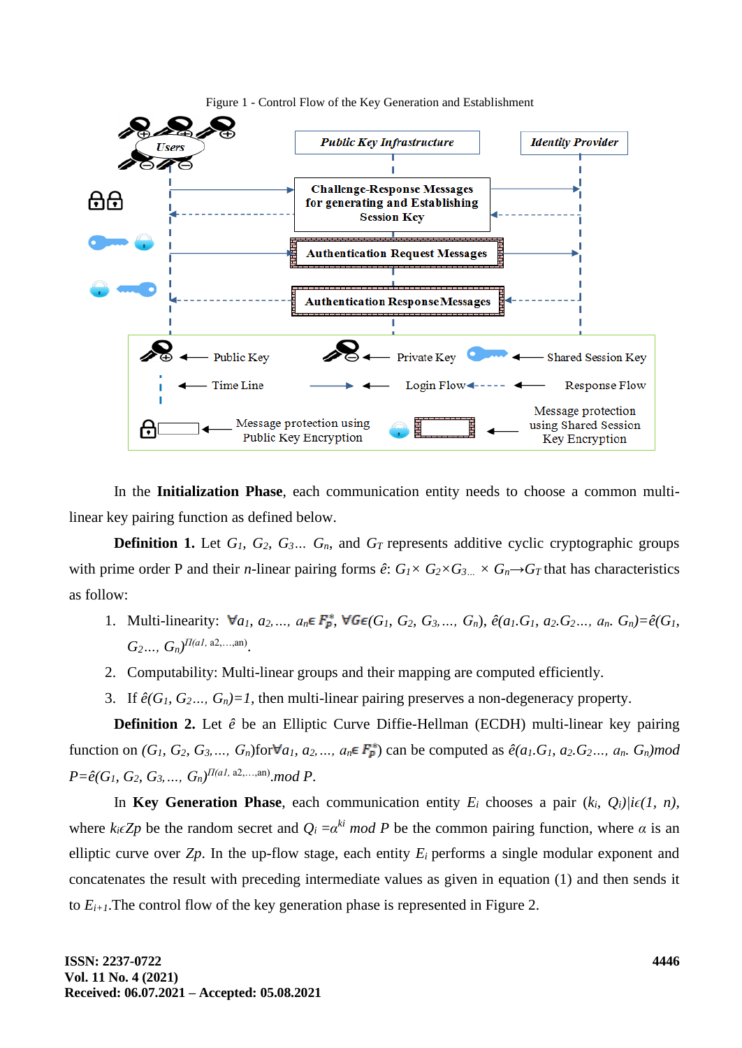Figure 1 - Control Flow of the Key Generation and Establishment

In the **Initialization Phase**, each communication entity needs to choose a common multi-linear key pairing function as defined below.

**Definition 1.** Let $G_1$, $G_2$, $G_3$... $G_n$, and $G_T$ represents additive cyclic cryptographic groups with prime order P and their $n$-linear pairing forms $\hat{e}$: $G_1 \times G_2 \times G_3 ... \times G_n \rightarrow G_T$ that has characteristics as follow:

1. Multi-linearity: $\forall a_1, a_2, ..., a_n \in F_p^*$, $\forall G \in (G_1, G_2, G_3, ..., G_n)$, $\hat{e}(a_1.G_1, a_2.G_2..., a_n. G_n)=\hat{e}(G_1, G_2..., G_n)^{\Pi(a1, a2,...,an)}$.
2. Computability: Multi-linear groups and their mapping are computed efficiently.
3. If $\hat{e}(G_1, G_2..., G_n)=1$, then multi-linear pairing preserves a non-degeneracy property.

**Definition 2.** Let $\hat{e}$ be an Elliptic Curve Diffie-Hellman (ECDH) multi-linear key pairing function on $(G_1, G_2, G_3, ..., G_n)$ for $\forall a_1, a_2, ..., a_n \in F_p^*$) can be computed as $\hat{e}(a_1.G_1, a_2.G_2..., a_n. G_n) mod\ P=\hat{e}(G_1, G_2, G_3, ..., G_n)^{\Pi(a1, a2,...,an)}.mod\ P$.

In **Key Generation Phase**, each communication entity $E_i$ chooses a pair $(k_i, Q_i)|i\epsilon(1, n)$, where $k_i \epsilon Zp$ be the random secret and $Q_i = \alpha^{ki}\ mod\ P$ be the common pairing function, where $\alpha$ is an elliptic curve over $Zp$. In the up-flow stage, each entity $E_i$ performs a single modular exponent and concatenates the result with preceding intermediate values as given in equation (1) and then sends it to $E_{i+1}$.The control flow of the key generation phase is represented in Figure 2.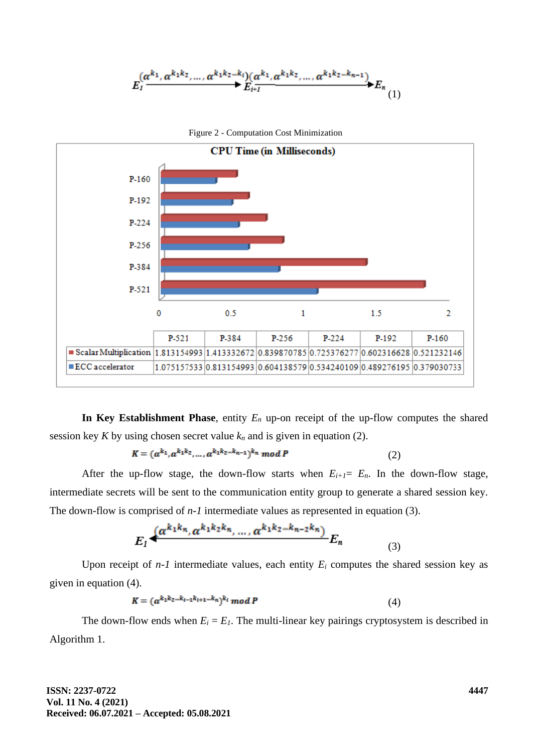$$E_1 \xrightarrow{(\alpha^{k_1}, \alpha^{k_1 k_2}, \ldots, \alpha^{k_1 k_2 \cdots k_i})} E_{i+1} \xrightarrow{(\alpha^{k_1}, \alpha^{k_1 k_2}, \ldots, \alpha^{k_1 k_2 \cdots k_{n-1}})} E_n \quad (1)$$

Figure 2 - Computation Cost Minimization

CPU Time (in Milliseconds)

|  | P-521 | P-384 | P-256 | P-224 | P-192 | P-160 |
|---|---|---|---|---|---|---|
| Scalar Multiplication | 1.813154993 | 1.413332672 | 0.839870785 | 0.725376277 | 0.602316628 | 0.521232146 |
| ECC accelerator | 1.075157533 | 0.813154993 | 0.604138579 | 0.534240109 | 0.489276195 | 0.379030733 |

**In Key Establishment Phase**, entity $E_n$ up-on receipt of the up-flow computes the shared session key $K$ by using chosen secret value $k_n$ and is given in equation (2).

$$K = (\alpha^{k_1}, \alpha^{k_1 k_2}, \ldots, \alpha^{k_1 k_2 \cdots k_{n-1}})^{k_n} \bmod P \quad (2)$$

After the up-flow stage, the down-flow starts when $E_{i+1} = E_n$. In the down-flow stage, intermediate secrets will be sent to the communication entity group to generate a shared session key. The down-flow is comprised of $n-1$ intermediate values as represented in equation (3).

$$E_1 \xleftarrow{(\alpha^{k_1 k_n}, \alpha^{k_1 k_2 k_n}, \ldots, \alpha^{k_1 k_2 \cdots k_{n-2} k_n})} E_n \quad (3)$$

Upon receipt of $n-1$ intermediate values, each entity $E_i$ computes the shared session key as given in equation (4).

$$K = (\alpha^{k_1 k_2 \cdots k_{i-1} k_{i+1} \cdots k_n})^{k_i} \bmod P \quad (4)$$

The down-flow ends when $E_i = E_1$. The multi-linear key pairings cryptosystem is described in Algorithm 1.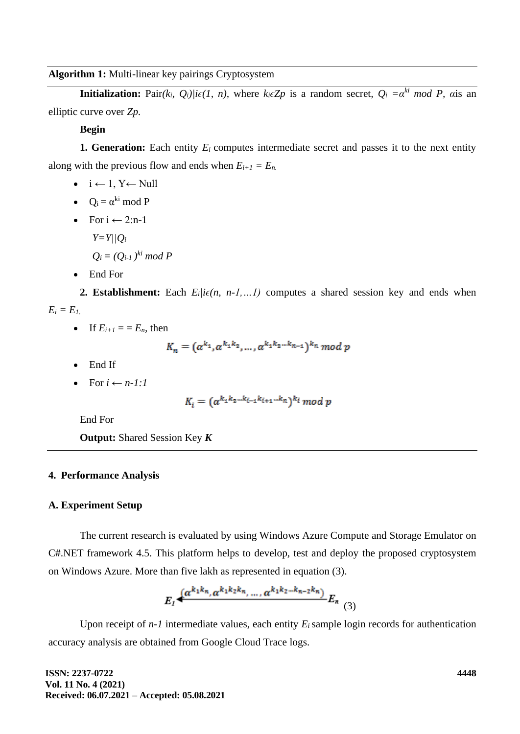**Algorithm 1:** Multi-linear key pairings Cryptosystem

**Initialization:** Pair$(k_i, Q_i)|i\epsilon(1, n)$, where $k_i\epsilon Zp$ is a random secret, $Q_i = \alpha^{ki}$ *mod P*, $\alpha$is an elliptic curve over *Zp.*

**Begin**

**1. Generation:** Each entity $E_i$ computes intermediate secret and passes it to the next entity along with the previous flow and ends when $E_{i+1} = E_n$.

- i ← 1, Y← Null
- $Q_i = \alpha^{ki}$ mod P
- For i ← 2:n-1

  $Y=Y||Q_i$

  $Q_i = (Q_{i-1})^{ki}$ *mod P*
- End For

**2. Establishment:** Each $E_i|i\epsilon(n, n\text{-}1,\ldots1)$ computes a shared session key and ends when $E_i = E_1$.

- If $E_{i+1} == E_n$, then

$$K_n = (\alpha^{k_1}, \alpha^{k_1k_2}, \ldots, \alpha^{k_1k_2\cdots k_{n-1}})^{k_n}\ mod\ p$$

- End If
- For $i \leftarrow n\text{-}1\text{:}1$

$$K_i = (\alpha^{k_1k_2\cdots k_{i-1}k_{i+1}\cdots k_n})^{k_i}\ mod\ p$$

End For

**Output:** Shared Session Key ***K***

## 4. Performance Analysis

### A. Experiment Setup

The current research is evaluated by using Windows Azure Compute and Storage Emulator on C#.NET framework 4.5. This platform helps to develop, test and deploy the proposed cryptosystem on Windows Azure. More than five lakh as represented in equation (3).

$$E_1 \xleftarrow{(\alpha^{k_1k_n}, \alpha^{k_1k_2k_n}, \ldots, \alpha^{k_1k_2\cdots k_{n-2}k_n})} E_n \quad (3)$$

Upon receipt of *n-1* intermediate values, each entity $E_i$ sample login records for authentication accuracy analysis are obtained from Google Cloud Trace logs.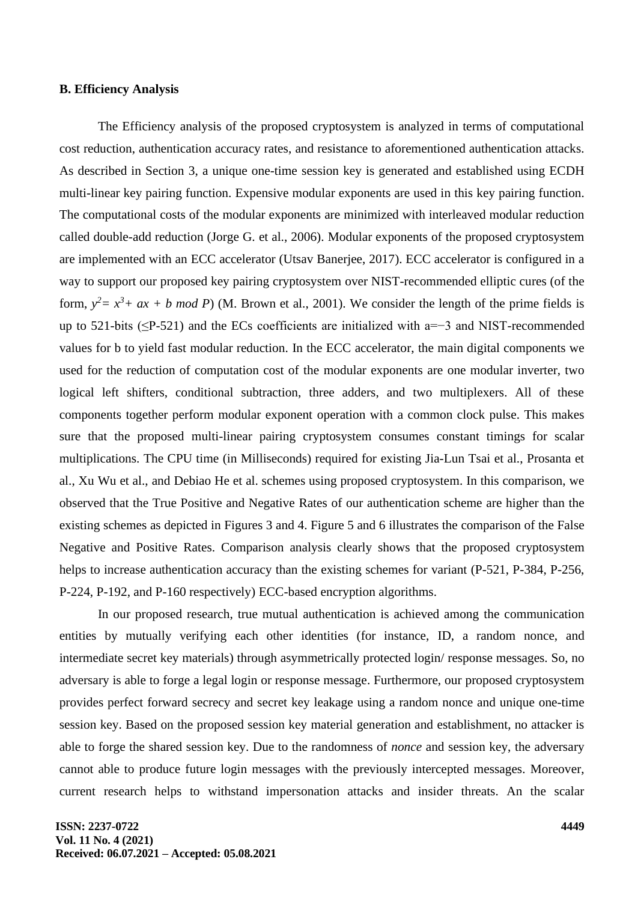**B. Efficiency Analysis**

The Efficiency analysis of the proposed cryptosystem is analyzed in terms of computational cost reduction, authentication accuracy rates, and resistance to aforementioned authentication attacks. As described in Section 3, a unique one-time session key is generated and established using ECDH multi-linear key pairing function. Expensive modular exponents are used in this key pairing function. The computational costs of the modular exponents are minimized with interleaved modular reduction called double-add reduction (Jorge G. et al., 2006). Modular exponents of the proposed cryptosystem are implemented with an ECC accelerator (Utsav Banerjee, 2017). ECC accelerator is configured in a way to support our proposed key pairing cryptosystem over NIST-recommended elliptic cures (of the form, $y^2 = x^3 + ax + b \bmod P$) (M. Brown et al., 2001). We consider the length of the prime fields is up to 521-bits (≤P-521) and the ECs coefficients are initialized with a=−3 and NIST-recommended values for b to yield fast modular reduction. In the ECC accelerator, the main digital components we used for the reduction of computation cost of the modular exponents are one modular inverter, two logical left shifters, conditional subtraction, three adders, and two multiplexers. All of these components together perform modular exponent operation with a common clock pulse. This makes sure that the proposed multi-linear pairing cryptosystem consumes constant timings for scalar multiplications. The CPU time (in Milliseconds) required for existing Jia-Lun Tsai et al., Prosanta et al., Xu Wu et al., and Debiao He et al. schemes using proposed cryptosystem. In this comparison, we observed that the True Positive and Negative Rates of our authentication scheme are higher than the existing schemes as depicted in Figures 3 and 4. Figure 5 and 6 illustrates the comparison of the False Negative and Positive Rates. Comparison analysis clearly shows that the proposed cryptosystem helps to increase authentication accuracy than the existing schemes for variant (P-521, P-384, P-256, P-224, P-192, and P-160 respectively) ECC-based encryption algorithms.

In our proposed research, true mutual authentication is achieved among the communication entities by mutually verifying each other identities (for instance, ID, a random nonce, and intermediate secret key materials) through asymmetrically protected login/ response messages. So, no adversary is able to forge a legal login or response message. Furthermore, our proposed cryptosystem provides perfect forward secrecy and secret key leakage using a random nonce and unique one-time session key. Based on the proposed session key material generation and establishment, no attacker is able to forge the shared session key. Due to the randomness of *nonce* and session key, the adversary cannot able to produce future login messages with the previously intercepted messages. Moreover, current research helps to withstand impersonation attacks and insider threats. An the scalar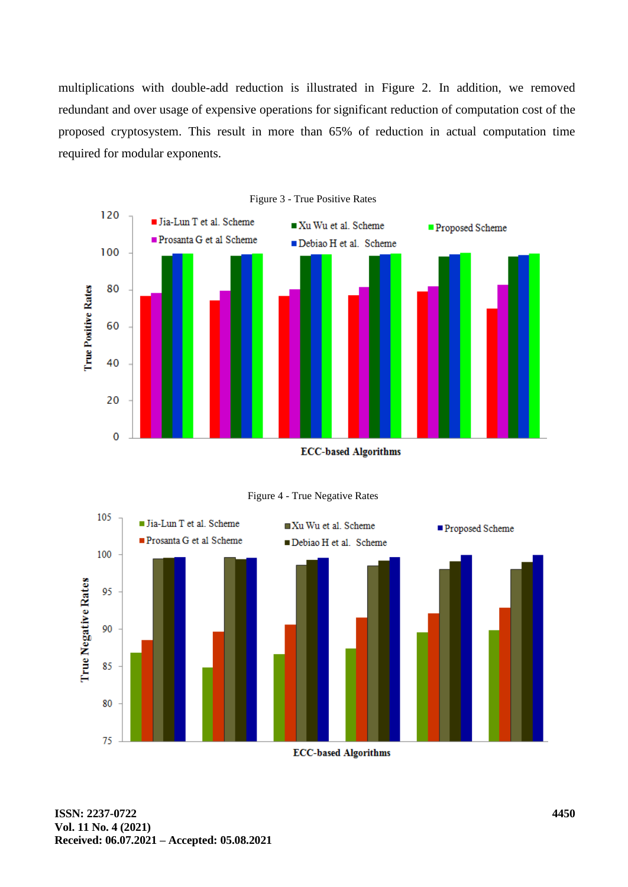multiplications with double-add reduction is illustrated in Figure 2. In addition, we removed redundant and over usage of expensive operations for significant reduction of computation cost of the proposed cryptosystem. This result in more than 65% of reduction in actual computation time required for modular exponents.

Figure 3 - True Positive Rates

Figure 4 - True Negative Rates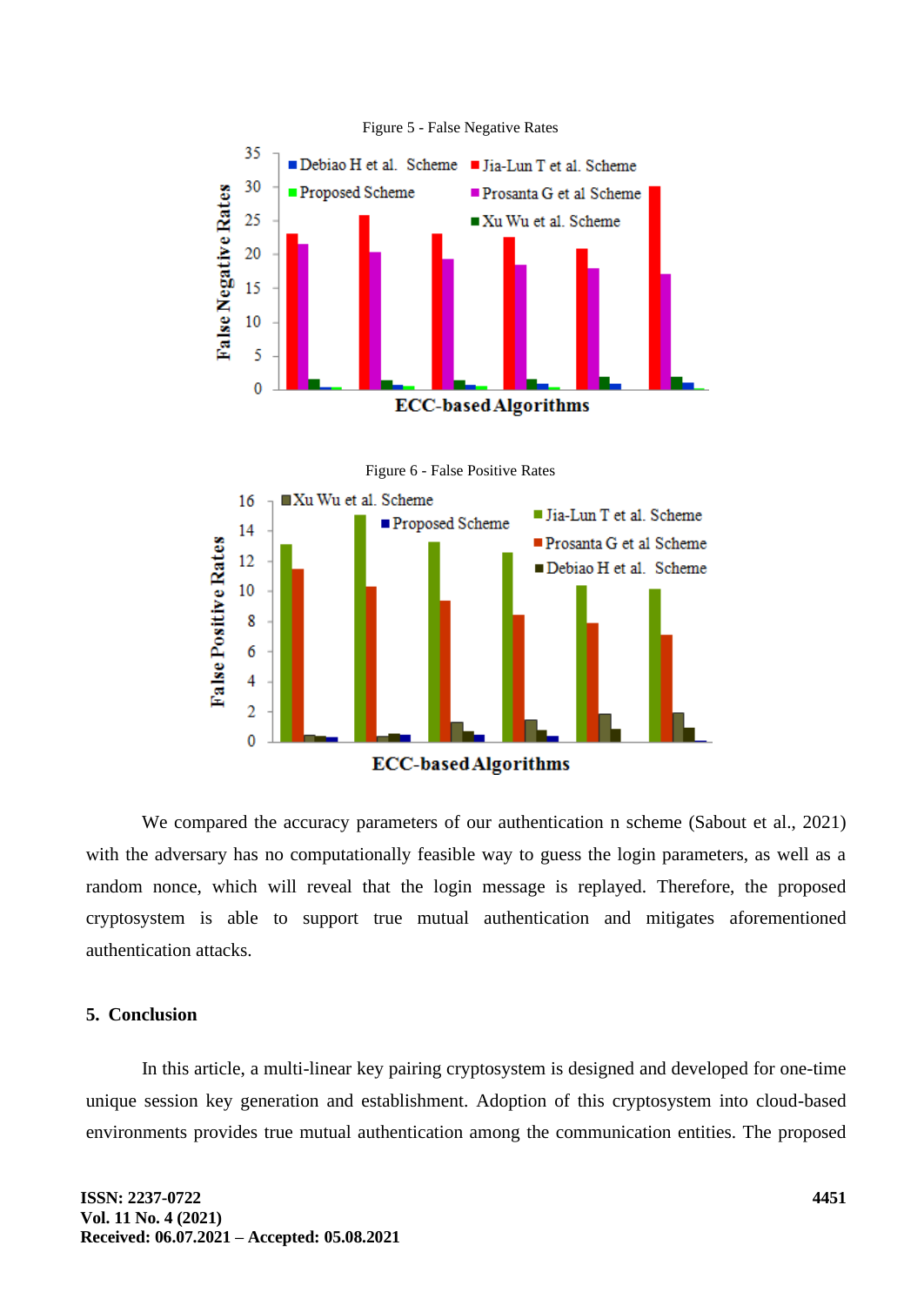Figure 5 - False Negative Rates

Figure 6 - False Positive Rates

We compared the accuracy parameters of our authentication n scheme (Sabout et al., 2021) with the adversary has no computationally feasible way to guess the login parameters, as well as a random nonce, which will reveal that the login message is replayed. Therefore, the proposed cryptosystem is able to support true mutual authentication and mitigates aforementioned authentication attacks.

## 5. Conclusion

In this article, a multi-linear key pairing cryptosystem is designed and developed for one-time unique session key generation and establishment. Adoption of this cryptosystem into cloud-based environments provides true mutual authentication among the communication entities. The proposed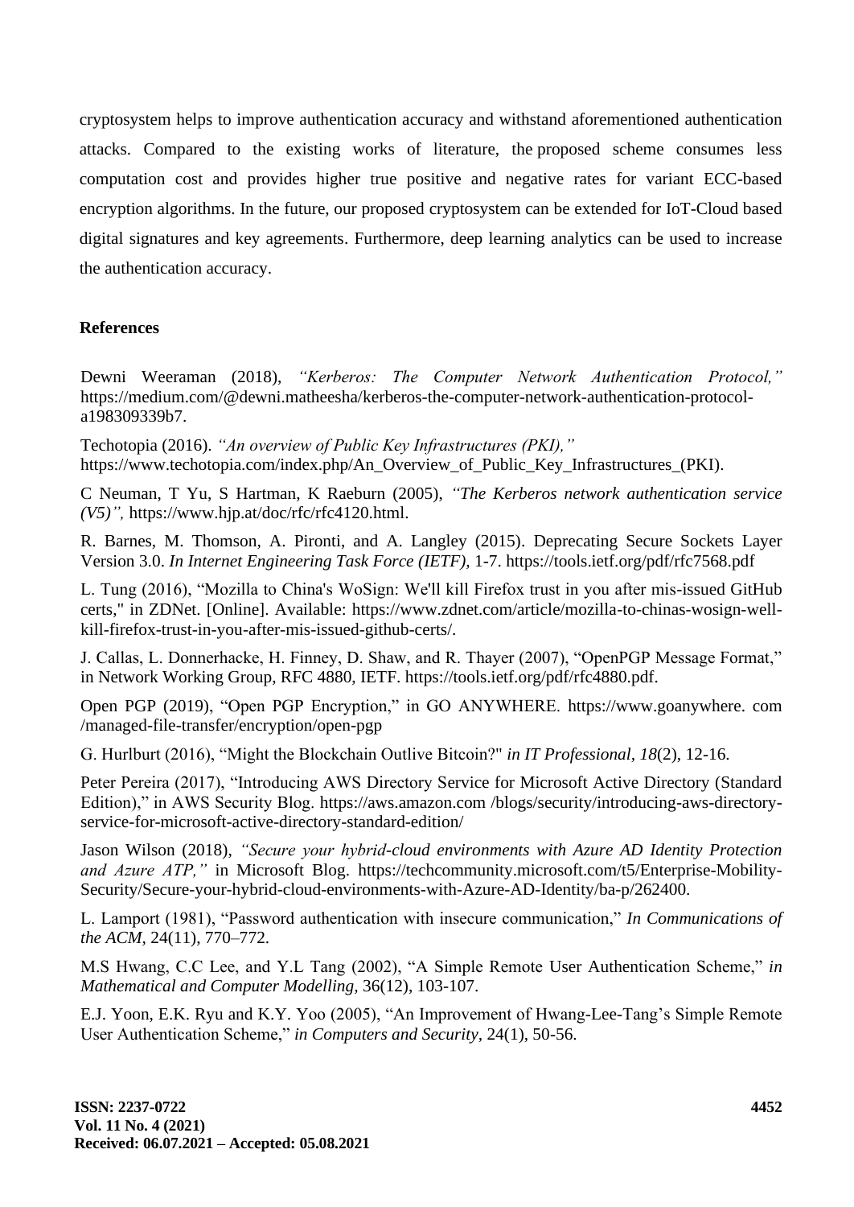cryptosystem helps to improve authentication accuracy and withstand aforementioned authentication attacks. Compared to the existing works of literature, the proposed scheme consumes less computation cost and provides higher true positive and negative rates for variant ECC-based encryption algorithms. In the future, our proposed cryptosystem can be extended for IoT-Cloud based digital signatures and key agreements. Furthermore, deep learning analytics can be used to increase the authentication accuracy.

## References

Dewni Weeraman (2018), *"Kerberos: The Computer Network Authentication Protocol,"* https://medium.com/@dewni.matheesha/kerberos-the-computer-network-authentication-protocol-a198309339b7.

Techotopia (2016). *"An overview of Public Key Infrastructures (PKI),"* https://www.techotopia.com/index.php/An_Overview_of_Public_Key_Infrastructures_(PKI).

C Neuman, T Yu, S Hartman, K Raeburn (2005), *"The Kerberos network authentication service (V5)",* https://www.hjp.at/doc/rfc/rfc4120.html.

R. Barnes, M. Thomson, A. Pironti, and A. Langley (2015). Deprecating Secure Sockets Layer Version 3.0. *In Internet Engineering Task Force (IETF),* 1-7. https://tools.ietf.org/pdf/rfc7568.pdf

L. Tung (2016), "Mozilla to China's WoSign: We'll kill Firefox trust in you after mis-issued GitHub certs," in ZDNet. [Online]. Available: https://www.zdnet.com/article/mozilla-to-chinas-wosign-well-kill-firefox-trust-in-you-after-mis-issued-github-certs/.

J. Callas, L. Donnerhacke, H. Finney, D. Shaw, and R. Thayer (2007), "OpenPGP Message Format," in Network Working Group, RFC 4880, IETF. https://tools.ietf.org/pdf/rfc4880.pdf.

Open PGP (2019), "Open PGP Encryption," in GO ANYWHERE. https://www.goanywhere. com /managed-file-transfer/encryption/open-pgp

G. Hurlburt (2016), "Might the Blockchain Outlive Bitcoin?" *in IT Professional*, *18*(2), 12-16.

Peter Pereira (2017), "Introducing AWS Directory Service for Microsoft Active Directory (Standard Edition)," in AWS Security Blog. https://aws.amazon.com /blogs/security/introducing-aws-directory-service-for-microsoft-active-directory-standard-edition/

Jason Wilson (2018), *"Secure your hybrid-cloud environments with Azure AD Identity Protection and Azure ATP,"* in Microsoft Blog. https://techcommunity.microsoft.com/t5/Enterprise-Mobility-Security/Secure-your-hybrid-cloud-environments-with-Azure-AD-Identity/ba-p/262400.

L. Lamport (1981), "Password authentication with insecure communication," *In Communications of the ACM*, 24(11), 770–772.

M.S Hwang, C.C Lee, and Y.L Tang (2002), "A Simple Remote User Authentication Scheme," *in Mathematical and Computer Modelling,* 36(12), 103-107.

E.J. Yoon, E.K. Ryu and K.Y. Yoo (2005), "An Improvement of Hwang-Lee-Tang's Simple Remote User Authentication Scheme," *in Computers and Security,* 24(1), 50-56.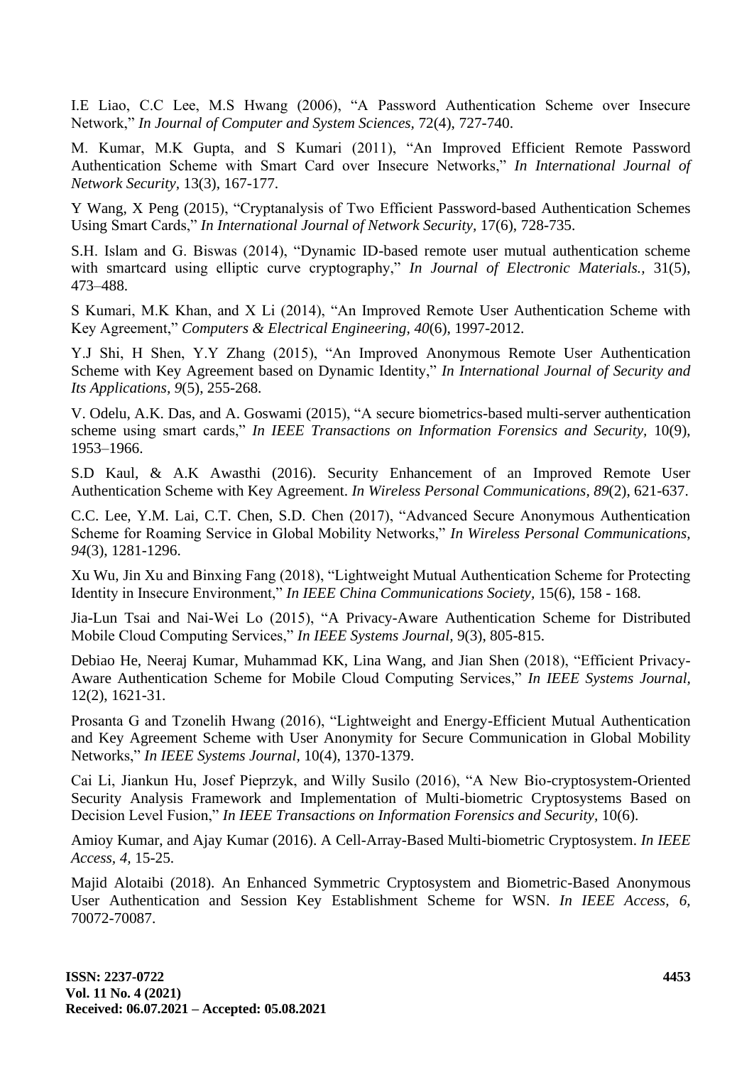I.E Liao, C.C Lee, M.S Hwang (2006), "A Password Authentication Scheme over Insecure Network," *In Journal of Computer and System Sciences,* 72(4), 727-740.

M. Kumar, M.K Gupta, and S Kumari (2011), "An Improved Efficient Remote Password Authentication Scheme with Smart Card over Insecure Networks," *In International Journal of Network Security,* 13(3), 167-177.

Y Wang, X Peng (2015), "Cryptanalysis of Two Efficient Password-based Authentication Schemes Using Smart Cards," *In International Journal of Network Security,* 17(6), 728-735.

S.H. Islam and G. Biswas (2014), "Dynamic ID-based remote user mutual authentication scheme with smartcard using elliptic curve cryptography," *In Journal of Electronic Materials.,* 31(5), 473–488.

S Kumari, M.K Khan, and X Li (2014), "An Improved Remote User Authentication Scheme with Key Agreement," *Computers & Electrical Engineering, 40*(6), 1997-2012.

Y.J Shi, H Shen, Y.Y Zhang (2015), "An Improved Anonymous Remote User Authentication Scheme with Key Agreement based on Dynamic Identity," *In International Journal of Security and Its Applications, 9*(5), 255-268.

V. Odelu, A.K. Das, and A. Goswami (2015), "A secure biometrics-based multi-server authentication scheme using smart cards," *In IEEE Transactions on Information Forensics and Security,* 10(9), 1953–1966.

S.D Kaul, & A.K Awasthi (2016). Security Enhancement of an Improved Remote User Authentication Scheme with Key Agreement. *In Wireless Personal Communications, 89*(2), 621-637.

C.C. Lee, Y.M. Lai, C.T. Chen, S.D. Chen (2017), "Advanced Secure Anonymous Authentication Scheme for Roaming Service in Global Mobility Networks," *In Wireless Personal Communications, 94*(3), 1281-1296.

Xu Wu, Jin Xu and Binxing Fang (2018), "Lightweight Mutual Authentication Scheme for Protecting Identity in Insecure Environment," *In IEEE China Communications Society,* 15(6), 158 - 168.

Jia-Lun Tsai and Nai-Wei Lo (2015), "A Privacy-Aware Authentication Scheme for Distributed Mobile Cloud Computing Services," *In IEEE Systems Journal,* 9(3), 805-815.

Debiao He, Neeraj Kumar, Muhammad KK, Lina Wang, and Jian Shen (2018), "Efficient Privacy-Aware Authentication Scheme for Mobile Cloud Computing Services," *In IEEE Systems Journal,* 12(2), 1621-31.

Prosanta G and Tzonelih Hwang (2016), "Lightweight and Energy-Efficient Mutual Authentication and Key Agreement Scheme with User Anonymity for Secure Communication in Global Mobility Networks," *In IEEE Systems Journal,* 10(4), 1370-1379.

Cai Li, Jiankun Hu, Josef Pieprzyk, and Willy Susilo (2016), "A New Bio-cryptosystem-Oriented Security Analysis Framework and Implementation of Multi-biometric Cryptosystems Based on Decision Level Fusion," *In IEEE Transactions on Information Forensics and Security,* 10(6).

Amioy Kumar, and Ajay Kumar (2016). A Cell-Array-Based Multi-biometric Cryptosystem. *In IEEE Access, 4,* 15-25.

Majid Alotaibi (2018). An Enhanced Symmetric Cryptosystem and Biometric-Based Anonymous User Authentication and Session Key Establishment Scheme for WSN. *In IEEE Access, 6,* 70072-70087.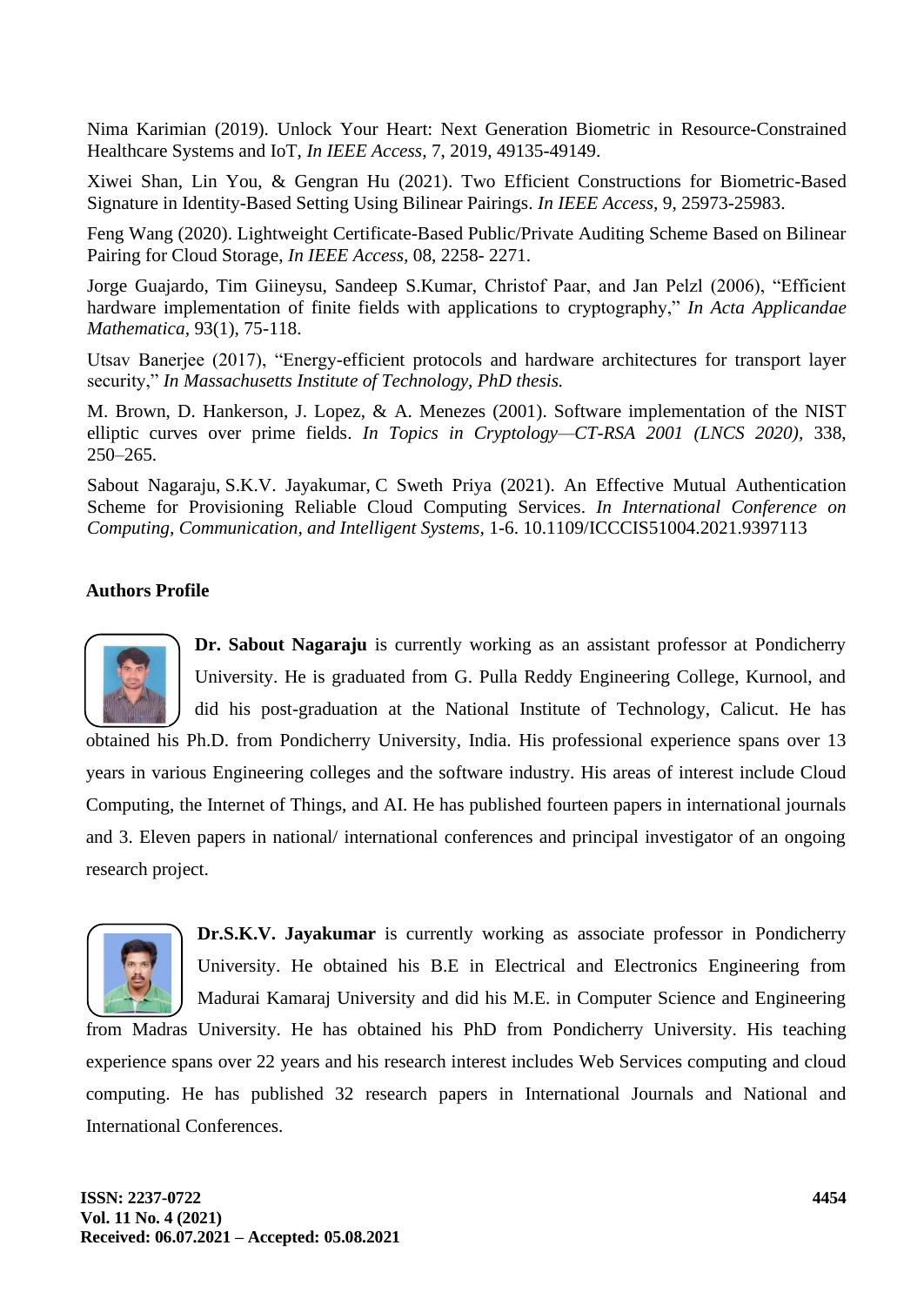Nima Karimian (2019). Unlock Your Heart: Next Generation Biometric in Resource-Constrained Healthcare Systems and IoT, *In IEEE Access*, 7, 2019, 49135-49149.

Xiwei Shan, Lin You, & Gengran Hu (2021). Two Efficient Constructions for Biometric-Based Signature in Identity-Based Setting Using Bilinear Pairings. *In IEEE Access*, 9, 25973-25983.

Feng Wang (2020). Lightweight Certificate-Based Public/Private Auditing Scheme Based on Bilinear Pairing for Cloud Storage, *In IEEE Access*, 08, 2258- 2271.

Jorge Guajardo, Tim Giineysu, Sandeep S.Kumar, Christof Paar, and Jan Pelzl (2006), "Efficient hardware implementation of finite fields with applications to cryptography," *In Acta Applicandae Mathematica*, 93(1), 75-118.

Utsav Banerjee (2017), "Energy-efficient protocols and hardware architectures for transport layer security," *In Massachusetts Institute of Technology, PhD thesis.*

M. Brown, D. Hankerson, J. Lopez, & A. Menezes (2001). Software implementation of the NIST elliptic curves over prime fields. *In Topics in Cryptology—CT-RSA 2001 (LNCS 2020)*, 338, 250–265.

Sabout Nagaraju, S.K.V. Jayakumar, C Sweth Priya (2021). An Effective Mutual Authentication Scheme for Provisioning Reliable Cloud Computing Services. *In International Conference on Computing, Communication, and Intelligent Systems*, 1-6. 10.1109/ICCCIS51004.2021.9397113

## Authors Profile

**Dr. Sabout Nagaraju** is currently working as an assistant professor at Pondicherry University. He is graduated from G. Pulla Reddy Engineering College, Kurnool, and did his post-graduation at the National Institute of Technology, Calicut. He has obtained his Ph.D. from Pondicherry University, India. His professional experience spans over 13 years in various Engineering colleges and the software industry. His areas of interest include Cloud Computing, the Internet of Things, and AI. He has published fourteen papers in international journals and 3. Eleven papers in national/ international conferences and principal investigator of an ongoing research project.

**Dr.S.K.V. Jayakumar** is currently working as associate professor in Pondicherry University. He obtained his B.E in Electrical and Electronics Engineering from Madurai Kamaraj University and did his M.E. in Computer Science and Engineering from Madras University. He has obtained his PhD from Pondicherry University. His teaching experience spans over 22 years and his research interest includes Web Services computing and cloud computing. He has published 32 research papers in International Journals and National and International Conferences.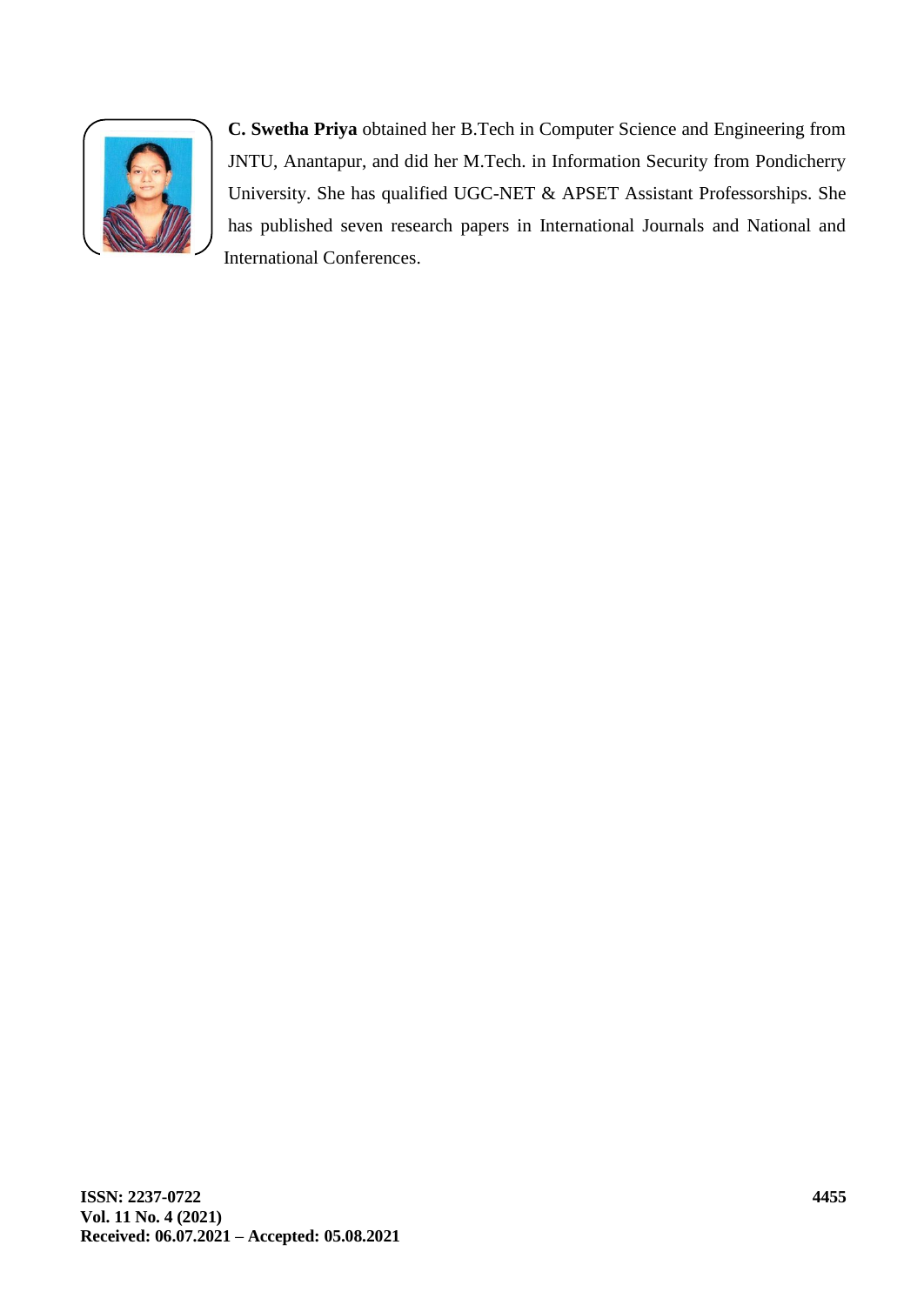**C. Swetha Priya** obtained her B.Tech in Computer Science and Engineering from JNTU, Anantapur, and did her M.Tech. in Information Security from Pondicherry University. She has qualified UGC-NET & APSET Assistant Professorships. She has published seven research papers in International Journals and National and International Conferences.